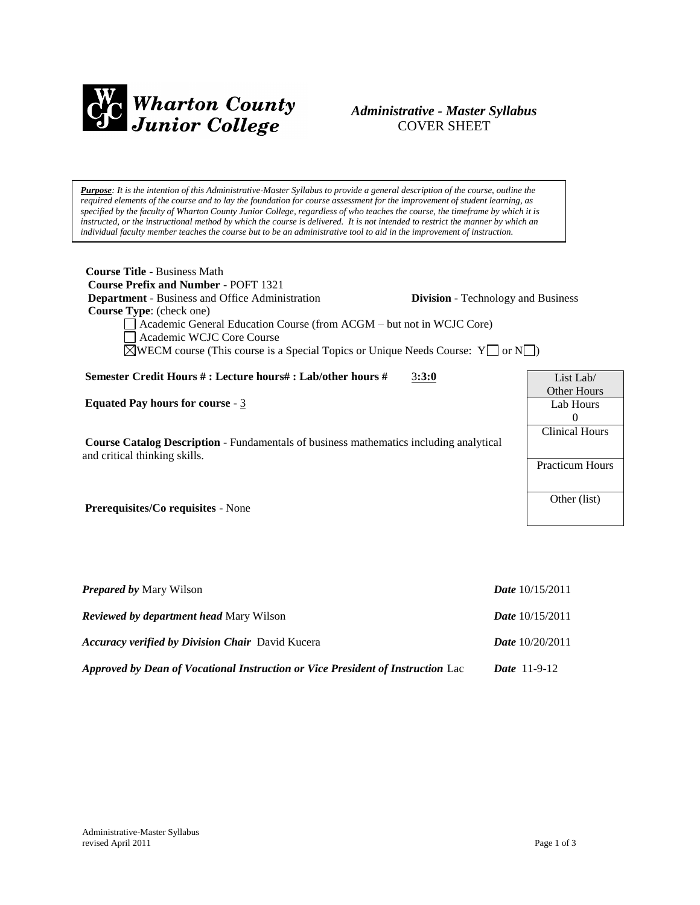**Wharton County Junior College**

***Administrative - Master Syllabus***
COVER SHEET

***Purpose**: It is the intention of this Administrative-Master Syllabus to provide a general description of the course, outline the required elements of the course and to lay the foundation for course assessment for the improvement of student learning, as specified by the faculty of Wharton County Junior College, regardless of who teaches the course, the timeframe by which it is instructed, or the instructional method by which the course is delivered. It is not intended to restrict the manner by which an individual faculty member teaches the course but to be an administrative tool to aid in the improvement of instruction.*

**Course Title** - Business Math
**Course Prefix and Number** - POFT 1321
**Department** - Business and Office Administration **Division** - Technology and Business
**Course Type**: (check one)

☐ Academic General Education Course (from ACGM – but not in WCJC Core)
☐ Academic WCJC Core Course
☒ WECM course (This course is a Special Topics or Unique Needs Course: Y☐ or N☐)

**Semester Credit Hours # : Lecture hours# : Lab/other hours #** 3**:3:0**

**Equated Pay hours for course** - 3

**Course Catalog Description** - Fundamentals of business mathematics including analytical and critical thinking skills.

**Prerequisites/Co requisites** - None

| List Lab/ Other Hours |
|---|
| Lab Hours 0 |
| Clinical Hours |
| Practicum Hours |
| Other (list) |

***Prepared by*** Mary Wilson ***Date*** 10/15/2011

***Reviewed by department head*** Mary Wilson ***Date*** 10/15/2011

***Accuracy verified by Division Chair*** David Kucera ***Date*** 10/20/2011

***Approved by Dean of Vocational Instruction or Vice President of Instruction*** Lac ***Date*** 11-9-12

Administrative-Master Syllabus
revised April 2011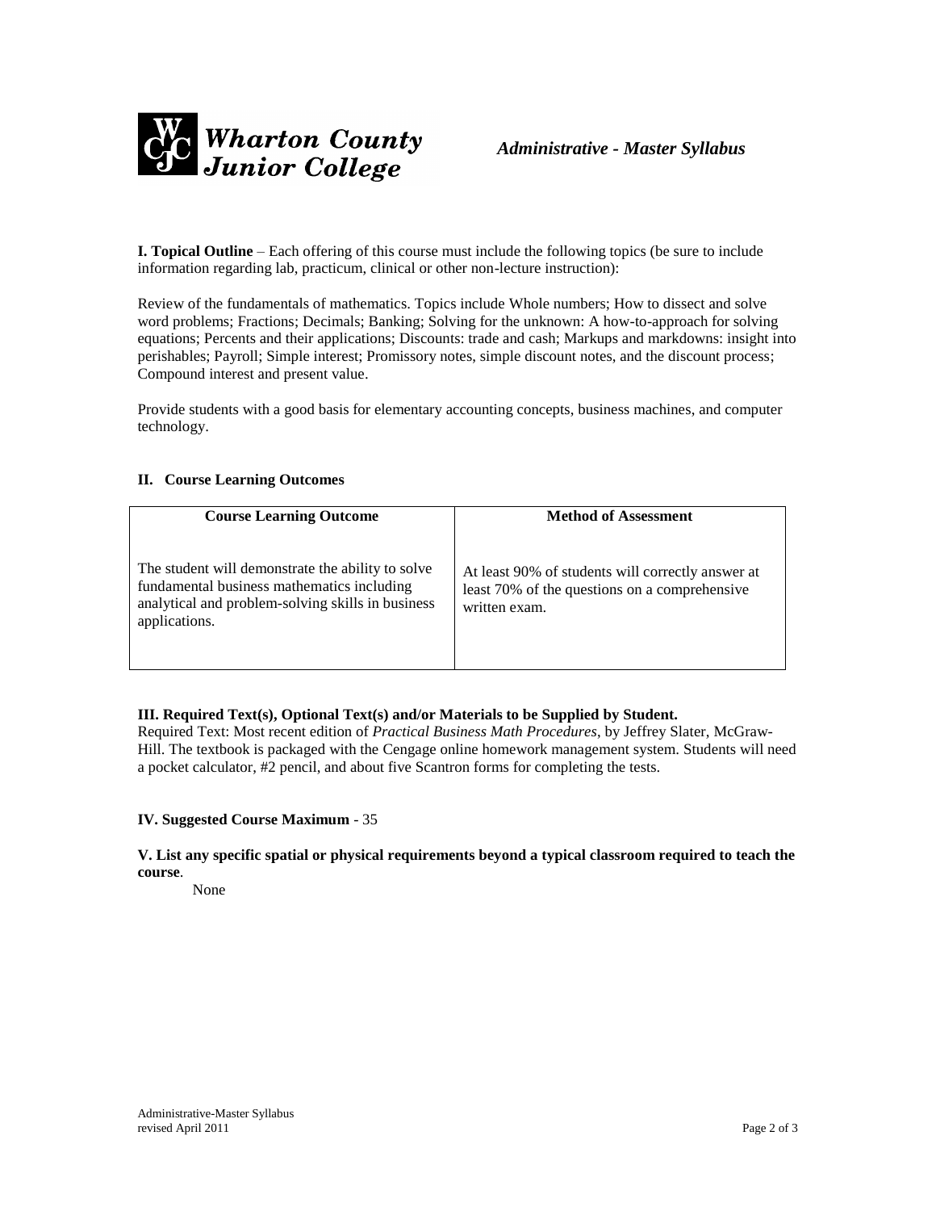**Wharton County Junior College** *Administrative - Master Syllabus*

**I. Topical Outline** – Each offering of this course must include the following topics (be sure to include information regarding lab, practicum, clinical or other non-lecture instruction):

Review of the fundamentals of mathematics. Topics include Whole numbers; How to dissect and solve word problems; Fractions; Decimals; Banking; Solving for the unknown: A how-to-approach for solving equations; Percents and their applications; Discounts: trade and cash; Markups and markdowns: insight into perishables; Payroll; Simple interest; Promissory notes, simple discount notes, and the discount process; Compound interest and present value.

Provide students with a good basis for elementary accounting concepts, business machines, and computer technology.

**II. Course Learning Outcomes**

| Course Learning Outcome | Method of Assessment |
|---|---|
| The student will demonstrate the ability to solve fundamental business mathematics including analytical and problem-solving skills in business applications. | At least 90% of students will correctly answer at least 70% of the questions on a comprehensive written exam. |

**III. Required Text(s), Optional Text(s) and/or Materials to be Supplied by Student.**
Required Text: Most recent edition of *Practical Business Math Procedures*, by Jeffrey Slater, McGraw-Hill. The textbook is packaged with the Cengage online homework management system. Students will need a pocket calculator, #2 pencil, and about five Scantron forms for completing the tests.

**IV. Suggested Course Maximum** - 35

**V. List any specific spatial or physical requirements beyond a typical classroom required to teach the course**.

None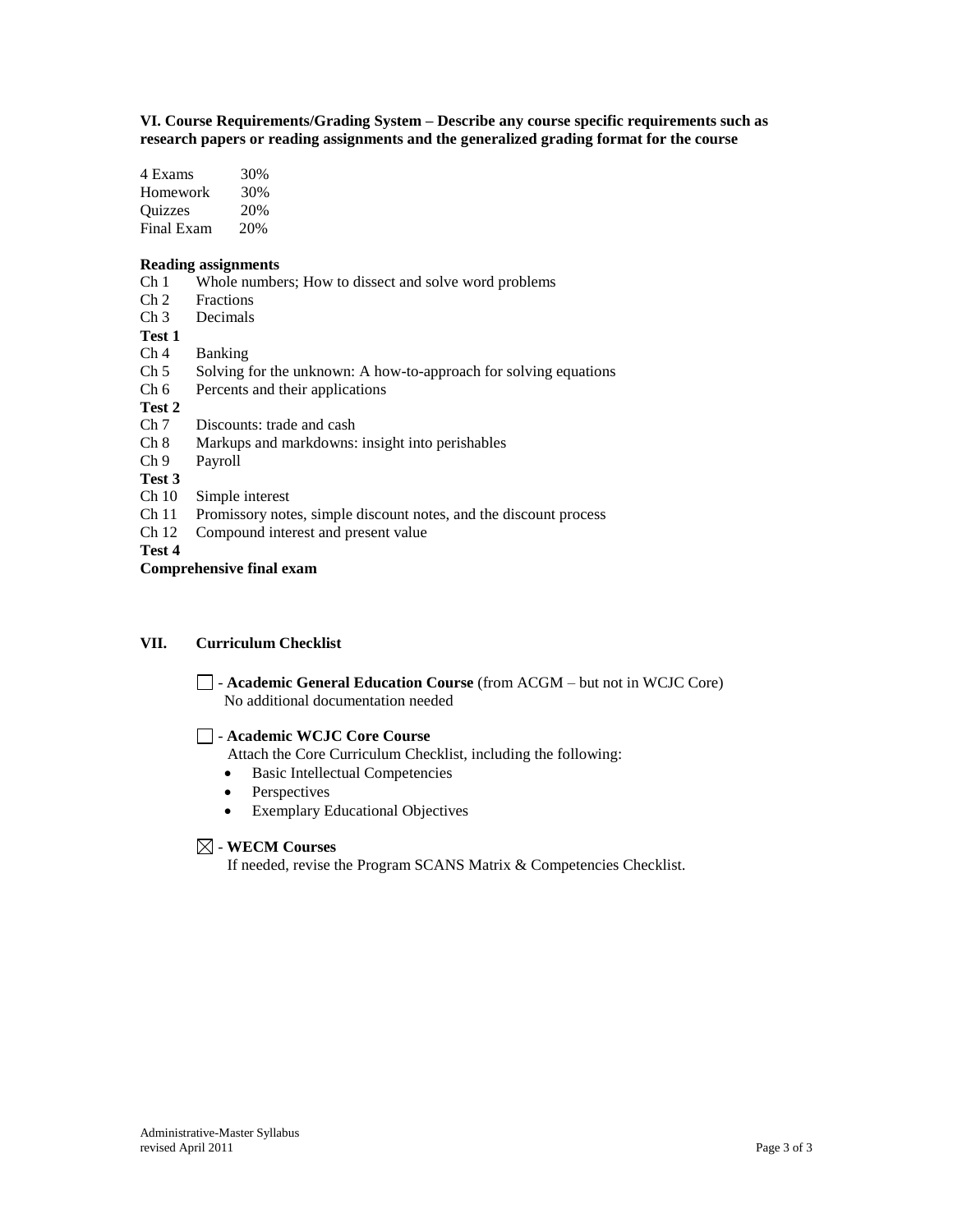**VI. Course Requirements/Grading System – Describe any course specific requirements such as research papers or reading assignments and the generalized grading format for the course**

| | |
|---|---|
| 4 Exams | 30% |
| Homework | 30% |
| Quizzes | 20% |
| Final Exam | 20% |

**Reading assignments**

Ch 1 Whole numbers; How to dissect and solve word problems
Ch 2 Fractions
Ch 3 Decimals
**Test 1**
Ch 4 Banking
Ch 5 Solving for the unknown: A how-to-approach for solving equations
Ch 6 Percents and their applications
**Test 2**
Ch 7 Discounts: trade and cash
Ch 8 Markups and markdowns: insight into perishables
Ch 9 Payroll
**Test 3**
Ch 10 Simple interest
Ch 11 Promissory notes, simple discount notes, and the discount process
Ch 12 Compound interest and present value
**Test 4**
**Comprehensive final exam**

## VII. Curriculum Checklist

☐ - **Academic General Education Course** (from ACGM – but not in WCJC Core)
No additional documentation needed

☐ - **Academic WCJC Core Course**
Attach the Core Curriculum Checklist, including the following:

- Basic Intellectual Competencies
- Perspectives
- Exemplary Educational Objectives

☒ - **WECM Courses**
If needed, revise the Program SCANS Matrix & Competencies Checklist.